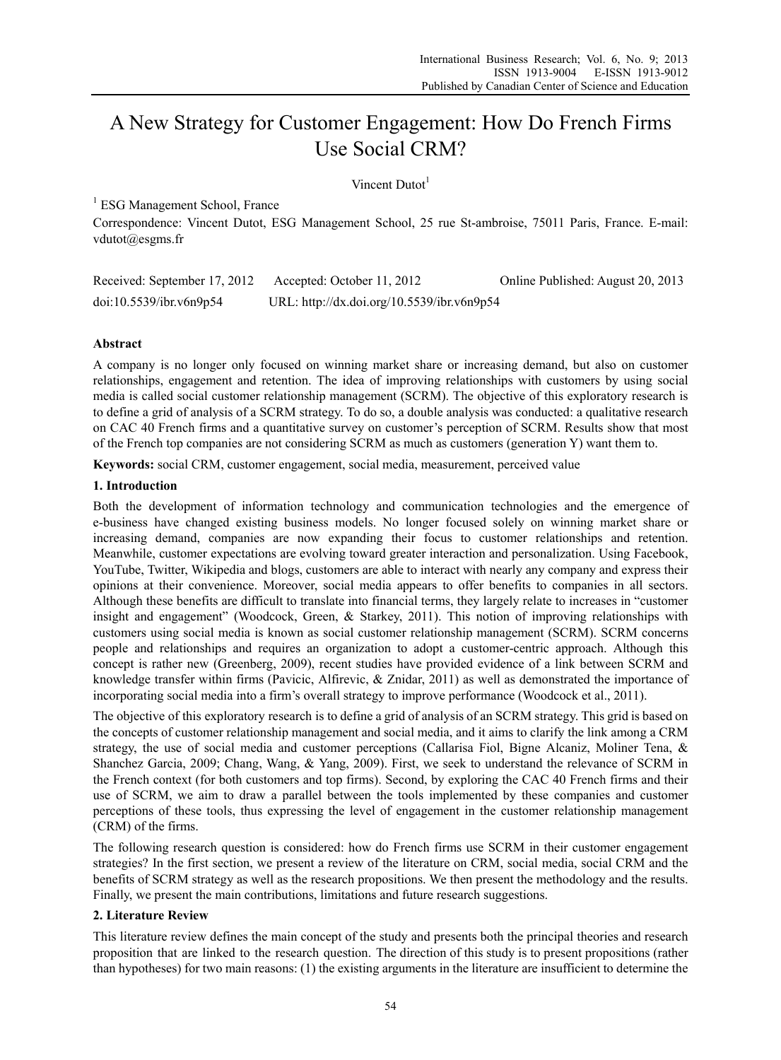# A New Strategy for Customer Engagement: How Do French Firms Use Social CRM?

Vincent Dutot[1]

[1] ESG Management School, France

Correspondence: Vincent Dutot, ESG Management School, 25 rue St-ambroise, 75011 Paris, France. E-mail: vdutot@esgms.fr

Received: September 17, 2012 Accepted: October 11, 2012 Online Published: August 20, 2013

doi:10.5539/ibr.v6n9p54 URL: http://dx.doi.org/10.5539/ibr.v6n9p54

## Abstract

A company is no longer only focused on winning market share or increasing demand, but also on customer relationships, engagement and retention. The idea of improving relationships with customers by using social media is called social customer relationship management (SCRM). The objective of this exploratory research is to define a grid of analysis of a SCRM strategy. To do so, a double analysis was conducted: a qualitative research on CAC 40 French firms and a quantitative survey on customer's perception of SCRM. Results show that most of the French top companies are not considering SCRM as much as customers (generation Y) want them to.

**Keywords:** social CRM, customer engagement, social media, measurement, perceived value

## 1. Introduction

Both the development of information technology and communication technologies and the emergence of e-business have changed existing business models. No longer focused solely on winning market share or increasing demand, companies are now expanding their focus to customer relationships and retention. Meanwhile, customer expectations are evolving toward greater interaction and personalization. Using Facebook, YouTube, Twitter, Wikipedia and blogs, customers are able to interact with nearly any company and express their opinions at their convenience. Moreover, social media appears to offer benefits to companies in all sectors. Although these benefits are difficult to translate into financial terms, they largely relate to increases in "customer insight and engagement" (Woodcock, Green, & Starkey, 2011). This notion of improving relationships with customers using social media is known as social customer relationship management (SCRM). SCRM concerns people and relationships and requires an organization to adopt a customer-centric approach. Although this concept is rather new (Greenberg, 2009), recent studies have provided evidence of a link between SCRM and knowledge transfer within firms (Pavicic, Alfirevic, & Znidar, 2011) as well as demonstrated the importance of incorporating social media into a firm's overall strategy to improve performance (Woodcock et al., 2011).

The objective of this exploratory research is to define a grid of analysis of an SCRM strategy. This grid is based on the concepts of customer relationship management and social media, and it aims to clarify the link among a CRM strategy, the use of social media and customer perceptions (Callarisa Fiol, Bigne Alcaniz, Moliner Tena, & Shanchez Garcia, 2009; Chang, Wang, & Yang, 2009). First, we seek to understand the relevance of SCRM in the French context (for both customers and top firms). Second, by exploring the CAC 40 French firms and their use of SCRM, we aim to draw a parallel between the tools implemented by these companies and customer perceptions of these tools, thus expressing the level of engagement in the customer relationship management (CRM) of the firms.

The following research question is considered: how do French firms use SCRM in their customer engagement strategies? In the first section, we present a review of the literature on CRM, social media, social CRM and the benefits of SCRM strategy as well as the research propositions. We then present the methodology and the results. Finally, we present the main contributions, limitations and future research suggestions.

## 2. Literature Review

This literature review defines the main concept of the study and presents both the principal theories and research proposition that are linked to the research question. The direction of this study is to present propositions (rather than hypotheses) for two main reasons: (1) the existing arguments in the literature are insufficient to determine the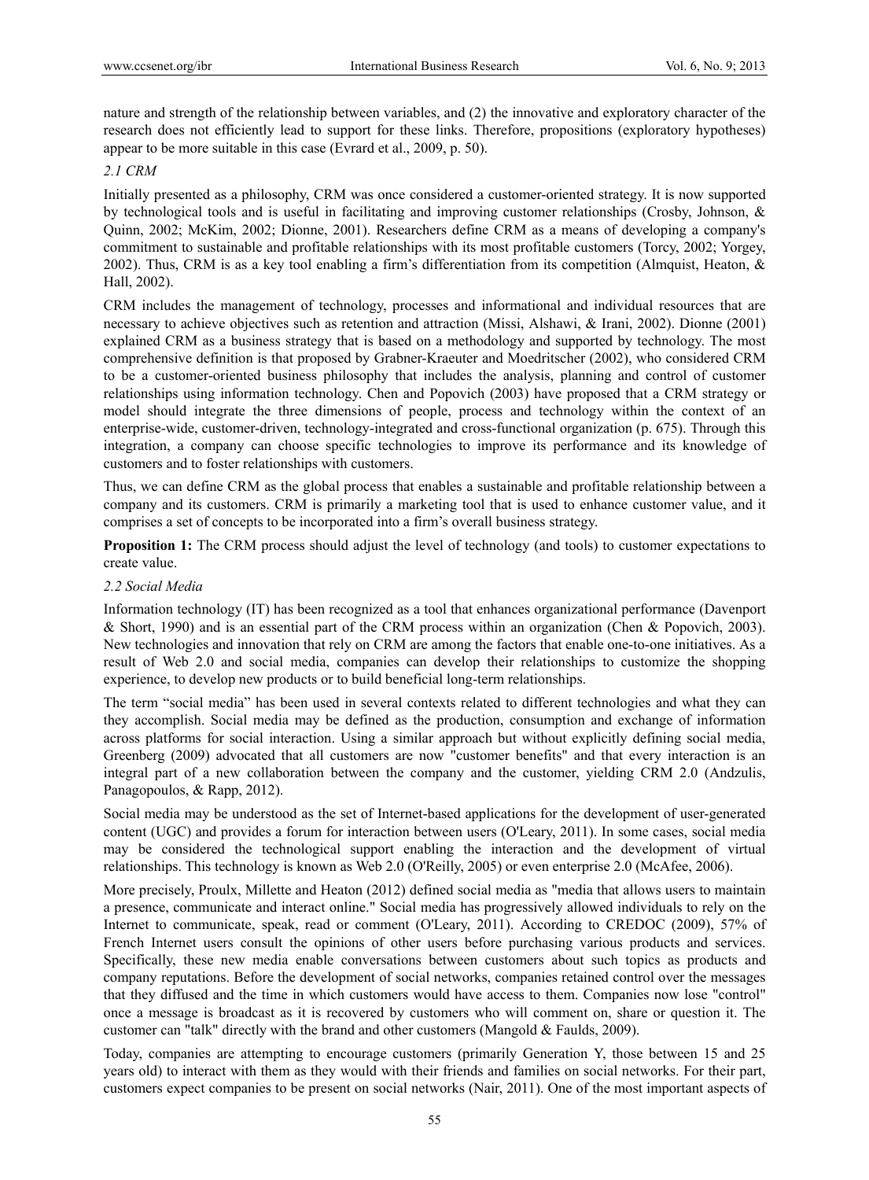nature and strength of the relationship between variables, and (2) the innovative and exploratory character of the research does not efficiently lead to support for these links. Therefore, propositions (exploratory hypotheses) appear to be more suitable in this case (Evrard et al., 2009, p. 50).

### *2.1 CRM*

Initially presented as a philosophy, CRM was once considered a customer-oriented strategy. It is now supported by technological tools and is useful in facilitating and improving customer relationships (Crosby, Johnson, & Quinn, 2002; McKim, 2002; Dionne, 2001). Researchers define CRM as a means of developing a company's commitment to sustainable and profitable relationships with its most profitable customers (Torcy, 2002; Yorgey, 2002). Thus, CRM is as a key tool enabling a firm's differentiation from its competition (Almquist, Heaton, & Hall, 2002).

CRM includes the management of technology, processes and informational and individual resources that are necessary to achieve objectives such as retention and attraction (Missi, Alshawi, & Irani, 2002). Dionne (2001) explained CRM as a business strategy that is based on a methodology and supported by technology. The most comprehensive definition is that proposed by Grabner-Kraeuter and Moedritscher (2002), who considered CRM to be a customer-oriented business philosophy that includes the analysis, planning and control of customer relationships using information technology. Chen and Popovich (2003) have proposed that a CRM strategy or model should integrate the three dimensions of people, process and technology within the context of an enterprise-wide, customer-driven, technology-integrated and cross-functional organization (p. 675). Through this integration, a company can choose specific technologies to improve its performance and its knowledge of customers and to foster relationships with customers.

Thus, we can define CRM as the global process that enables a sustainable and profitable relationship between a company and its customers. CRM is primarily a marketing tool that is used to enhance customer value, and it comprises a set of concepts to be incorporated into a firm's overall business strategy.

**Proposition 1:** The CRM process should adjust the level of technology (and tools) to customer expectations to create value.

### *2.2 Social Media*

Information technology (IT) has been recognized as a tool that enhances organizational performance (Davenport & Short, 1990) and is an essential part of the CRM process within an organization (Chen & Popovich, 2003). New technologies and innovation that rely on CRM are among the factors that enable one-to-one initiatives. As a result of Web 2.0 and social media, companies can develop their relationships to customize the shopping experience, to develop new products or to build beneficial long-term relationships.

The term "social media" has been used in several contexts related to different technologies and what they can they accomplish. Social media may be defined as the production, consumption and exchange of information across platforms for social interaction. Using a similar approach but without explicitly defining social media, Greenberg (2009) advocated that all customers are now "customer benefits" and that every interaction is an integral part of a new collaboration between the company and the customer, yielding CRM 2.0 (Andzulis, Panagopoulos, & Rapp, 2012).

Social media may be understood as the set of Internet-based applications for the development of user-generated content (UGC) and provides a forum for interaction between users (O'Leary, 2011). In some cases, social media may be considered the technological support enabling the interaction and the development of virtual relationships. This technology is known as Web 2.0 (O'Reilly, 2005) or even enterprise 2.0 (McAfee, 2006).

More precisely, Proulx, Millette and Heaton (2012) defined social media as "media that allows users to maintain a presence, communicate and interact online." Social media has progressively allowed individuals to rely on the Internet to communicate, speak, read or comment (O'Leary, 2011). According to CREDOC (2009), 57% of French Internet users consult the opinions of other users before purchasing various products and services. Specifically, these new media enable conversations between customers about such topics as products and company reputations. Before the development of social networks, companies retained control over the messages that they diffused and the time in which customers would have access to them. Companies now lose "control" once a message is broadcast as it is recovered by customers who will comment on, share or question it. The customer can "talk" directly with the brand and other customers (Mangold & Faulds, 2009).

Today, companies are attempting to encourage customers (primarily Generation Y, those between 15 and 25 years old) to interact with them as they would with their friends and families on social networks. For their part, customers expect companies to be present on social networks (Nair, 2011). One of the most important aspects of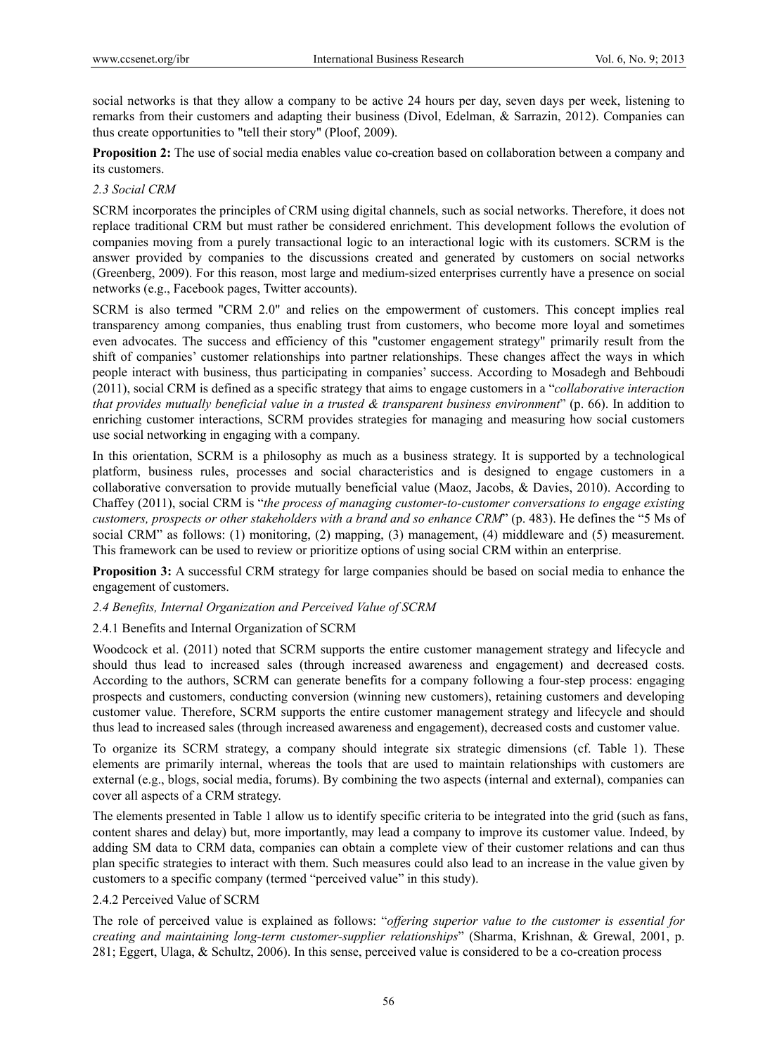social networks is that they allow a company to be active 24 hours per day, seven days per week, listening to remarks from their customers and adapting their business (Divol, Edelman, & Sarrazin, 2012). Companies can thus create opportunities to "tell their story" (Ploof, 2009).

**Proposition 2:** The use of social media enables value co-creation based on collaboration between a company and its customers.

### *2.3 Social CRM*

SCRM incorporates the principles of CRM using digital channels, such as social networks. Therefore, it does not replace traditional CRM but must rather be considered enrichment. This development follows the evolution of companies moving from a purely transactional logic to an interactional logic with its customers. SCRM is the answer provided by companies to the discussions created and generated by customers on social networks (Greenberg, 2009). For this reason, most large and medium-sized enterprises currently have a presence on social networks (e.g., Facebook pages, Twitter accounts).

SCRM is also termed "CRM 2.0" and relies on the empowerment of customers. This concept implies real transparency among companies, thus enabling trust from customers, who become more loyal and sometimes even advocates. The success and efficiency of this "customer engagement strategy" primarily result from the shift of companies' customer relationships into partner relationships. These changes affect the ways in which people interact with business, thus participating in companies' success. According to Mosadegh and Behboudi (2011), social CRM is defined as a specific strategy that aims to engage customers in a "*collaborative interaction that provides mutually beneficial value in a trusted & transparent business environment*" (p. 66). In addition to enriching customer interactions, SCRM provides strategies for managing and measuring how social customers use social networking in engaging with a company.

In this orientation, SCRM is a philosophy as much as a business strategy. It is supported by a technological platform, business rules, processes and social characteristics and is designed to engage customers in a collaborative conversation to provide mutually beneficial value (Maoz, Jacobs, & Davies, 2010). According to Chaffey (2011), social CRM is "*the process of managing customer-to-customer conversations to engage existing customers, prospects or other stakeholders with a brand and so enhance CRM*" (p. 483). He defines the "5 Ms of social CRM" as follows: (1) monitoring, (2) mapping, (3) management, (4) middleware and (5) measurement. This framework can be used to review or prioritize options of using social CRM within an enterprise.

**Proposition 3:** A successful CRM strategy for large companies should be based on social media to enhance the engagement of customers.

### *2.4 Benefits, Internal Organization and Perceived Value of SCRM*

#### 2.4.1 Benefits and Internal Organization of SCRM

Woodcock et al. (2011) noted that SCRM supports the entire customer management strategy and lifecycle and should thus lead to increased sales (through increased awareness and engagement) and decreased costs. According to the authors, SCRM can generate benefits for a company following a four-step process: engaging prospects and customers, conducting conversion (winning new customers), retaining customers and developing customer value. Therefore, SCRM supports the entire customer management strategy and lifecycle and should thus lead to increased sales (through increased awareness and engagement), decreased costs and customer value.

To organize its SCRM strategy, a company should integrate six strategic dimensions (cf. Table 1). These elements are primarily internal, whereas the tools that are used to maintain relationships with customers are external (e.g., blogs, social media, forums). By combining the two aspects (internal and external), companies can cover all aspects of a CRM strategy.

The elements presented in Table 1 allow us to identify specific criteria to be integrated into the grid (such as fans, content shares and delay) but, more importantly, may lead a company to improve its customer value. Indeed, by adding SM data to CRM data, companies can obtain a complete view of their customer relations and can thus plan specific strategies to interact with them. Such measures could also lead to an increase in the value given by customers to a specific company (termed "perceived value" in this study).

#### 2.4.2 Perceived Value of SCRM

The role of perceived value is explained as follows: "*offering superior value to the customer is essential for creating and maintaining long-term customer-supplier relationships*" (Sharma, Krishnan, & Grewal, 2001, p. 281; Eggert, Ulaga, & Schultz, 2006). In this sense, perceived value is considered to be a co-creation process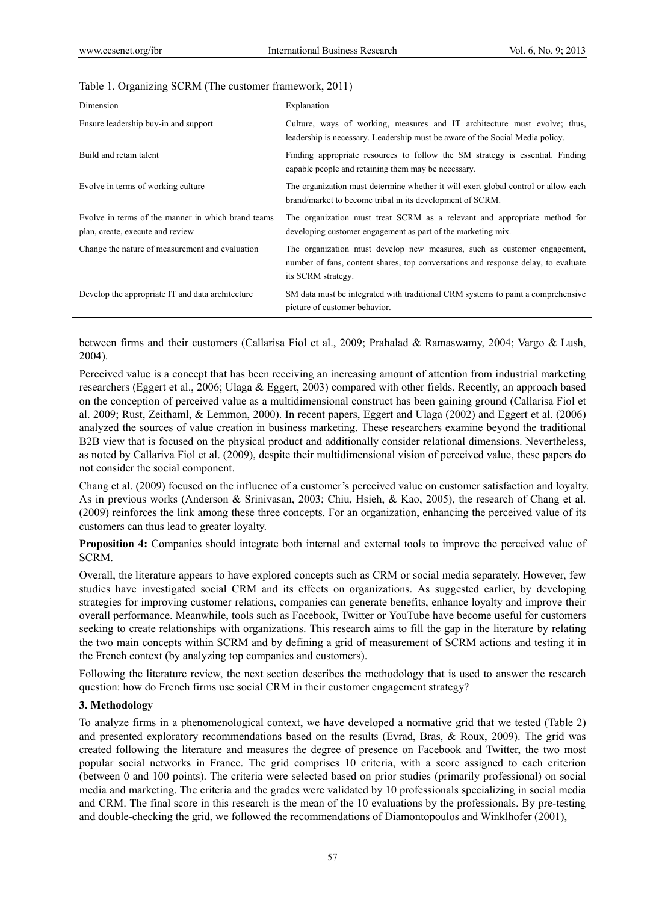Table 1. Organizing SCRM (The customer framework, 2011)

| Dimension | Explanation |
|---|---|
| Ensure leadership buy-in and support | Culture, ways of working, measures and IT architecture must evolve; thus, leadership is necessary. Leadership must be aware of the Social Media policy. |
| Build and retain talent | Finding appropriate resources to follow the SM strategy is essential. Finding capable people and retaining them may be necessary. |
| Evolve in terms of working culture | The organization must determine whether it will exert global control or allow each brand/market to become tribal in its development of SCRM. |
| Evolve in terms of the manner in which brand teams plan, create, execute and review | The organization must treat SCRM as a relevant and appropriate method for developing customer engagement as part of the marketing mix. |
| Change the nature of measurement and evaluation | The organization must develop new measures, such as customer engagement, number of fans, content shares, top conversations and response delay, to evaluate its SCRM strategy. |
| Develop the appropriate IT and data architecture | SM data must be integrated with traditional CRM systems to paint a comprehensive picture of customer behavior. |

between firms and their customers (Callarisa Fiol et al., 2009; Prahalad & Ramaswamy, 2004; Vargo & Lush, 2004).

Perceived value is a concept that has been receiving an increasing amount of attention from industrial marketing researchers (Eggert et al., 2006; Ulaga & Eggert, 2003) compared with other fields. Recently, an approach based on the conception of perceived value as a multidimensional construct has been gaining ground (Callarisa Fiol et al. 2009; Rust, Zeithaml, & Lemmon, 2000). In recent papers, Eggert and Ulaga (2002) and Eggert et al. (2006) analyzed the sources of value creation in business marketing. These researchers examine beyond the traditional B2B view that is focused on the physical product and additionally consider relational dimensions. Nevertheless, as noted by Callariva Fiol et al. (2009), despite their multidimensional vision of perceived value, these papers do not consider the social component.

Chang et al. (2009) focused on the influence of a customer's perceived value on customer satisfaction and loyalty. As in previous works (Anderson & Srinivasan, 2003; Chiu, Hsieh, & Kao, 2005), the research of Chang et al. (2009) reinforces the link among these three concepts. For an organization, enhancing the perceived value of its customers can thus lead to greater loyalty.

**Proposition 4:** Companies should integrate both internal and external tools to improve the perceived value of SCRM.

Overall, the literature appears to have explored concepts such as CRM or social media separately. However, few studies have investigated social CRM and its effects on organizations. As suggested earlier, by developing strategies for improving customer relations, companies can generate benefits, enhance loyalty and improve their overall performance. Meanwhile, tools such as Facebook, Twitter or YouTube have become useful for customers seeking to create relationships with organizations. This research aims to fill the gap in the literature by relating the two main concepts within SCRM and by defining a grid of measurement of SCRM actions and testing it in the French context (by analyzing top companies and customers).

Following the literature review, the next section describes the methodology that is used to answer the research question: how do French firms use social CRM in their customer engagement strategy?

## 3. Methodology

To analyze firms in a phenomenological context, we have developed a normative grid that we tested (Table 2) and presented exploratory recommendations based on the results (Evrad, Bras, & Roux, 2009). The grid was created following the literature and measures the degree of presence on Facebook and Twitter, the two most popular social networks in France. The grid comprises 10 criteria, with a score assigned to each criterion (between 0 and 100 points). The criteria were selected based on prior studies (primarily professional) on social media and marketing. The criteria and the grades were validated by 10 professionals specializing in social media and CRM. The final score in this research is the mean of the 10 evaluations by the professionals. By pre-testing and double-checking the grid, we followed the recommendations of Diamontopoulos and Winklhofer (2001),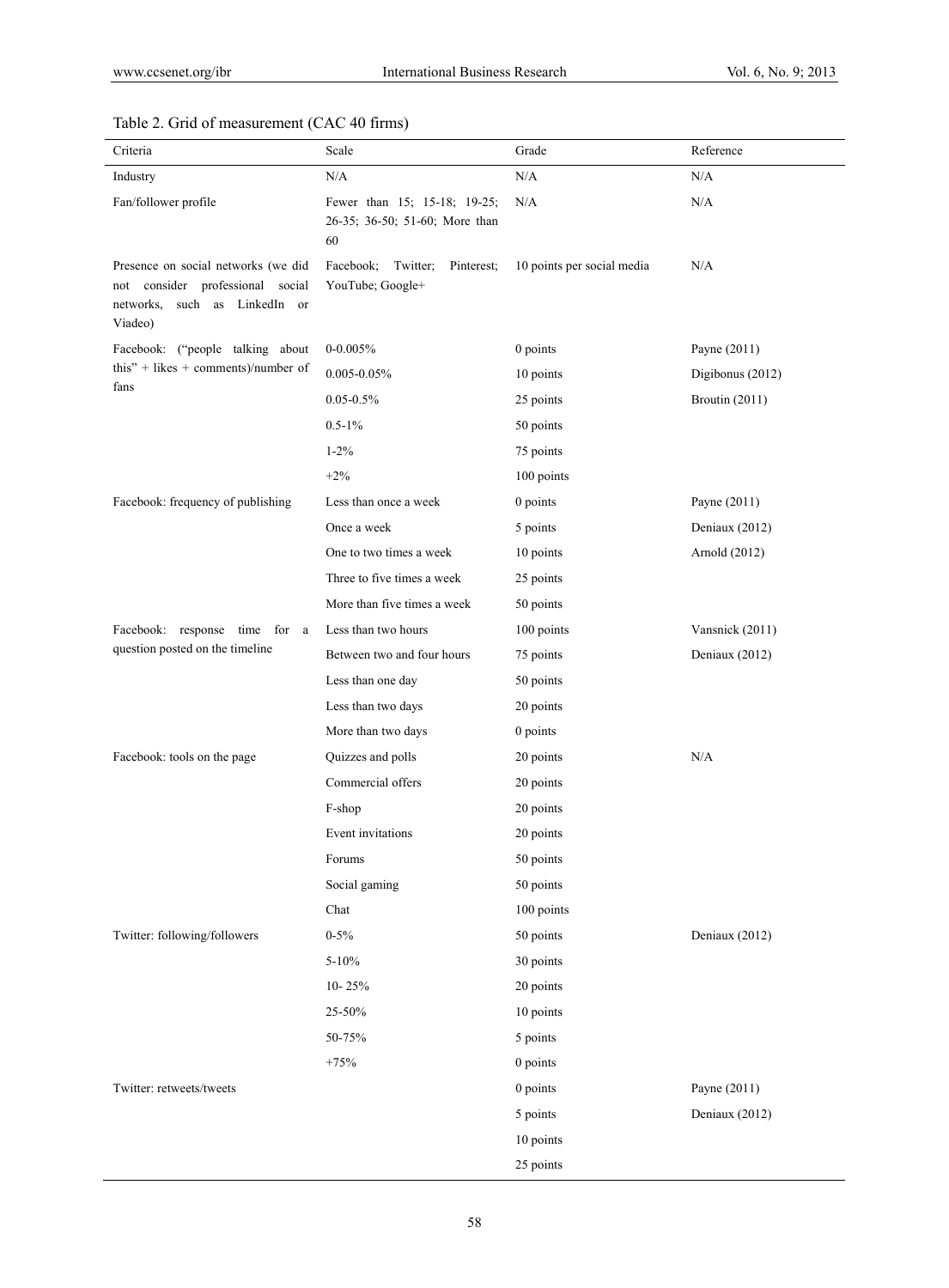Table 2. Grid of measurement (CAC 40 firms)

| Criteria | Scale | Grade | Reference |
|---|---|---|---|
| Industry | N/A | N/A | N/A |
| Fan/follower profile | Fewer than 15; 15-18; 19-25; 26-35; 36-50; 51-60; More than 60 | N/A | N/A |
| Presence on social networks (we did not consider professional social networks, such as LinkedIn or Viadeo) | Facebook; Twitter; Pinterest; YouTube; Google+ | 10 points per social media | N/A |
| Facebook: ("people talking about this" + likes + comments)/number of fans | 0-0.005% | 0 points | Payne (2011) |
| | 0.005-0.05% | 10 points | Digibonus (2012) |
| | 0.05-0.5% | 25 points | Broutin (2011) |
| | 0.5-1% | 50 points | |
| | 1-2% | 75 points | |
| | +2% | 100 points | |
| Facebook: frequency of publishing | Less than once a week | 0 points | Payne (2011) |
| | Once a week | 5 points | Deniaux (2012) |
| | One to two times a week | 10 points | Arnold (2012) |
| | Three to five times a week | 25 points | |
| | More than five times a week | 50 points | |
| Facebook: response time for a question posted on the timeline | Less than two hours | 100 points | Vansnick (2011) |
| | Between two and four hours | 75 points | Deniaux (2012) |
| | Less than one day | 50 points | |
| | Less than two days | 20 points | |
| | More than two days | 0 points | |
| Facebook: tools on the page | Quizzes and polls | 20 points | N/A |
| | Commercial offers | 20 points | |
| | F-shop | 20 points | |
| | Event invitations | 20 points | |
| | Forums | 50 points | |
| | Social gaming | 50 points | |
| | Chat | 100 points | |
| Twitter: following/followers | 0-5% | 50 points | Deniaux (2012) |
| | 5-10% | 30 points | |
| | 10- 25% | 20 points | |
| | 25-50% | 10 points | |
| | 50-75% | 5 points | |
| | +75% | 0 points | |
| Twitter: retweets/tweets | | 0 points | Payne (2011) |
| | | 5 points | Deniaux (2012) |
| | | 10 points | |
| | | 25 points | |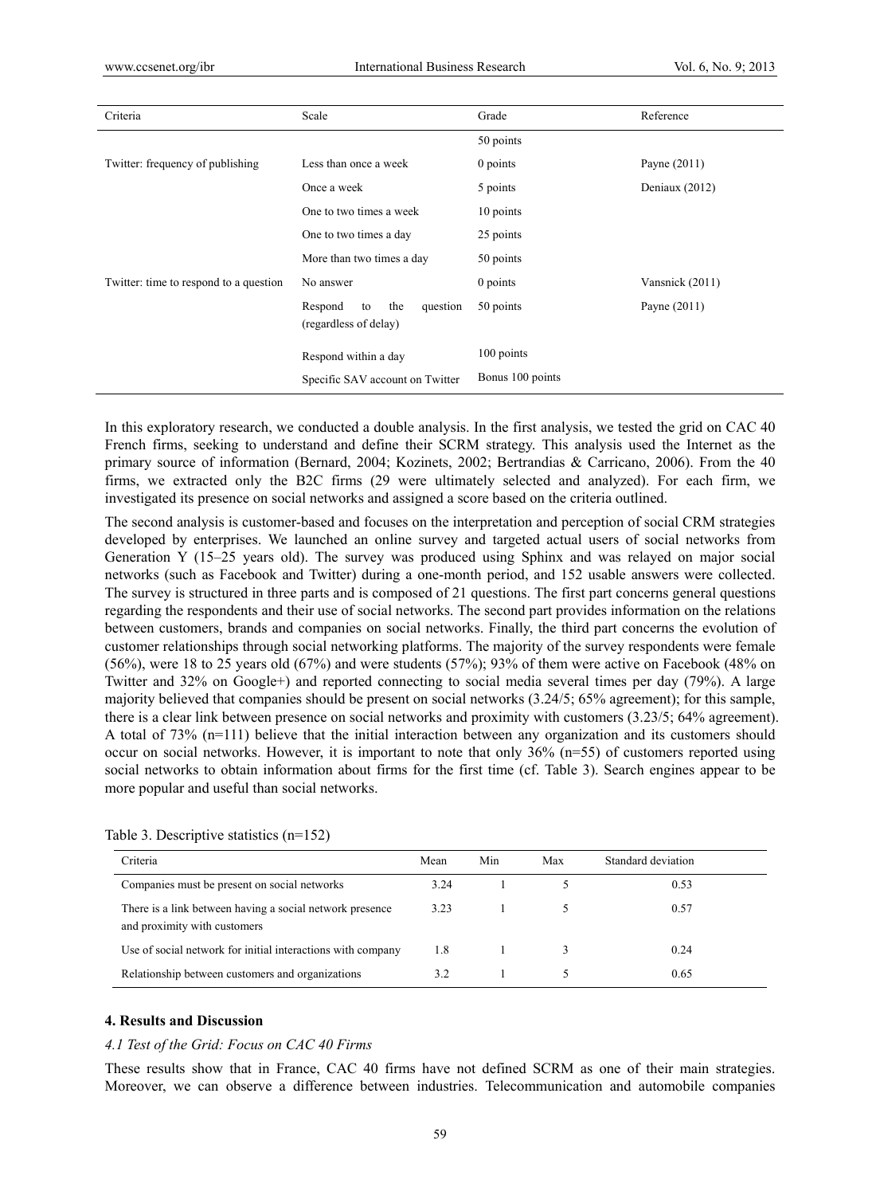| Criteria | Scale | Grade | Reference |
|---|---|---|---|
| | | 50 points | |
| Twitter: frequency of publishing | Less than once a week | 0 points | Payne (2011) |
| | Once a week | 5 points | Deniaux (2012) |
| | One to two times a week | 10 points | |
| | One to two times a day | 25 points | |
| | More than two times a day | 50 points | |
| Twitter: time to respond to a question | No answer | 0 points | Vansnick (2011) |
| | Respond to the question (regardless of delay) | 50 points | Payne (2011) |
| | Respond within a day | 100 points | |
| | Specific SAV account on Twitter | Bonus 100 points | |

In this exploratory research, we conducted a double analysis. In the first analysis, we tested the grid on CAC 40 French firms, seeking to understand and define their SCRM strategy. This analysis used the Internet as the primary source of information (Bernard, 2004; Kozinets, 2002; Bertrandias & Carricano, 2006). From the 40 firms, we extracted only the B2C firms (29 were ultimately selected and analyzed). For each firm, we investigated its presence on social networks and assigned a score based on the criteria outlined.

The second analysis is customer-based and focuses on the interpretation and perception of social CRM strategies developed by enterprises. We launched an online survey and targeted actual users of social networks from Generation Y (15–25 years old). The survey was produced using Sphinx and was relayed on major social networks (such as Facebook and Twitter) during a one-month period, and 152 usable answers were collected. The survey is structured in three parts and is composed of 21 questions. The first part concerns general questions regarding the respondents and their use of social networks. The second part provides information on the relations between customers, brands and companies on social networks. Finally, the third part concerns the evolution of customer relationships through social networking platforms. The majority of the survey respondents were female (56%), were 18 to 25 years old (67%) and were students (57%); 93% of them were active on Facebook (48% on Twitter and 32% on Google+) and reported connecting to social media several times per day (79%). A large majority believed that companies should be present on social networks (3.24/5; 65% agreement); for this sample, there is a clear link between presence on social networks and proximity with customers (3.23/5; 64% agreement). A total of 73% (n=111) believe that the initial interaction between any organization and its customers should occur on social networks. However, it is important to note that only 36% (n=55) of customers reported using social networks to obtain information about firms for the first time (cf. Table 3). Search engines appear to be more popular and useful than social networks.

Table 3. Descriptive statistics (n=152)

| Criteria | Mean | Min | Max | Standard deviation |
|---|---|---|---|---|
| Companies must be present on social networks | 3.24 | 1 | 5 | 0.53 |
| There is a link between having a social network presence and proximity with customers | 3.23 | 1 | 5 | 0.57 |
| Use of social network for initial interactions with company | 1.8 | 1 | 3 | 0.24 |
| Relationship between customers and organizations | 3.2 | 1 | 5 | 0.65 |

## 4. Results and Discussion

### *4.1 Test of the Grid: Focus on CAC 40 Firms*

These results show that in France, CAC 40 firms have not defined SCRM as one of their main strategies. Moreover, we can observe a difference between industries. Telecommunication and automobile companies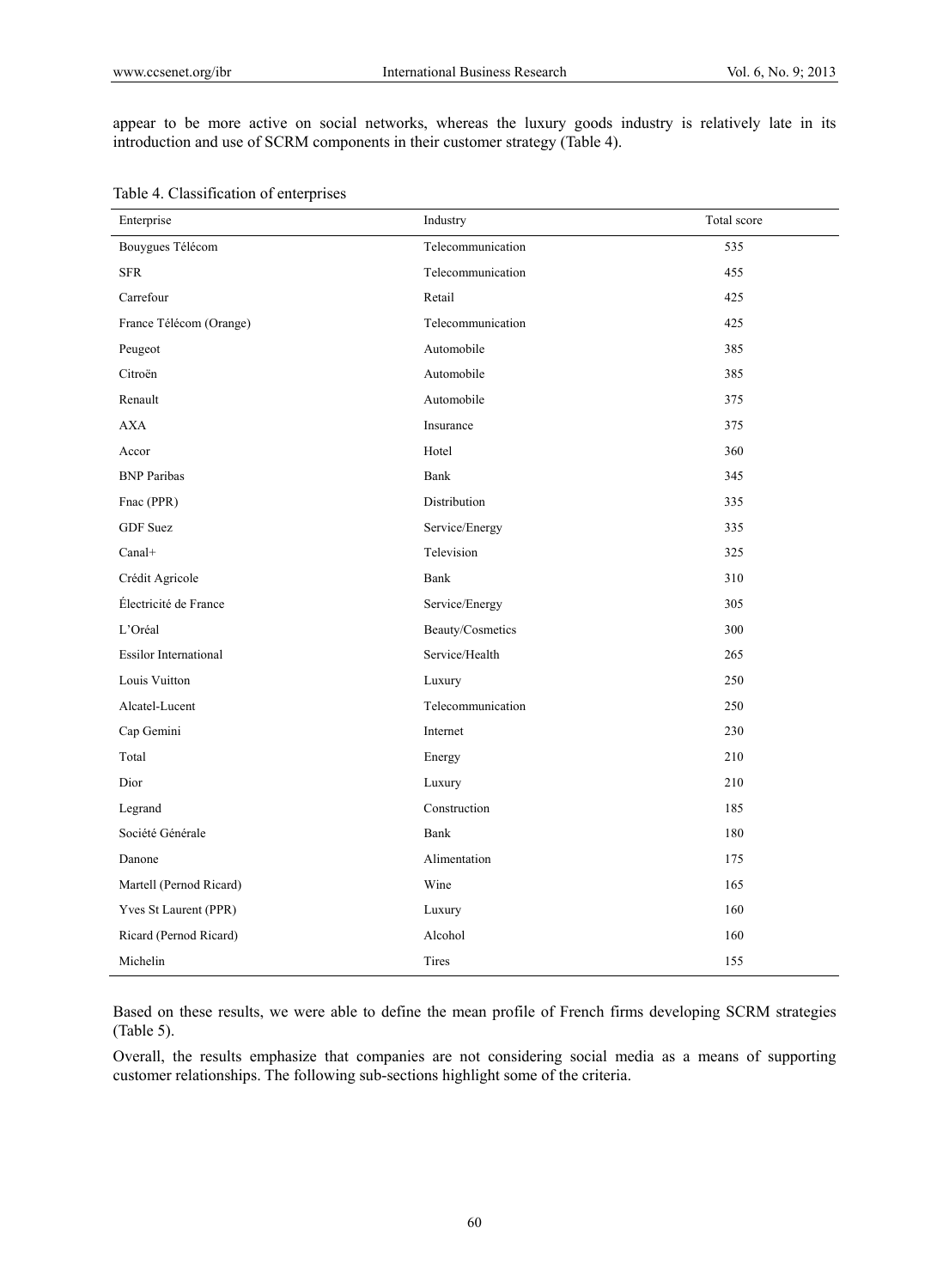appear to be more active on social networks, whereas the luxury goods industry is relatively late in its introduction and use of SCRM components in their customer strategy (Table 4).

Table 4. Classification of enterprises

| Enterprise | Industry | Total score |
|---|---|---|
| Bouygues Télécom | Telecommunication | 535 |
| SFR | Telecommunication | 455 |
| Carrefour | Retail | 425 |
| France Télécom (Orange) | Telecommunication | 425 |
| Peugeot | Automobile | 385 |
| Citroën | Automobile | 385 |
| Renault | Automobile | 375 |
| AXA | Insurance | 375 |
| Accor | Hotel | 360 |
| BNP Paribas | Bank | 345 |
| Fnac (PPR) | Distribution | 335 |
| GDF Suez | Service/Energy | 335 |
| Canal+ | Television | 325 |
| Crédit Agricole | Bank | 310 |
| Électricité de France | Service/Energy | 305 |
| L'Oréal | Beauty/Cosmetics | 300 |
| Essilor International | Service/Health | 265 |
| Louis Vuitton | Luxury | 250 |
| Alcatel-Lucent | Telecommunication | 250 |
| Cap Gemini | Internet | 230 |
| Total | Energy | 210 |
| Dior | Luxury | 210 |
| Legrand | Construction | 185 |
| Société Générale | Bank | 180 |
| Danone | Alimentation | 175 |
| Martell (Pernod Ricard) | Wine | 165 |
| Yves St Laurent (PPR) | Luxury | 160 |
| Ricard (Pernod Ricard) | Alcohol | 160 |
| Michelin | Tires | 155 |

Based on these results, we were able to define the mean profile of French firms developing SCRM strategies (Table 5).

Overall, the results emphasize that companies are not considering social media as a means of supporting customer relationships. The following sub-sections highlight some of the criteria.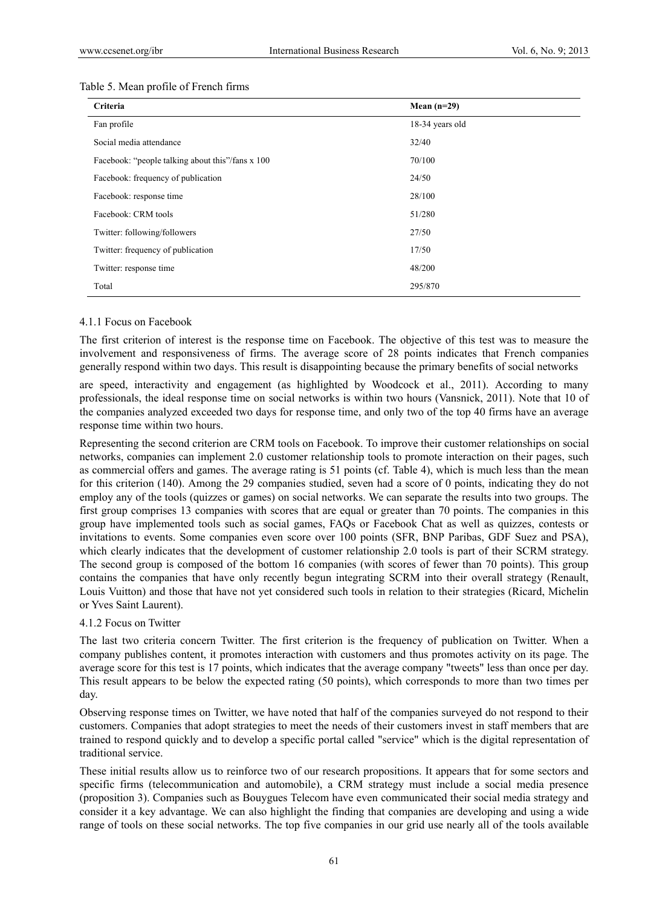Table 5. Mean profile of French firms

| Criteria | Mean (n=29) |
|---|---|
| Fan profile | 18-34 years old |
| Social media attendance | 32/40 |
| Facebook: "people talking about this"/fans x 100 | 70/100 |
| Facebook: frequency of publication | 24/50 |
| Facebook: response time | 28/100 |
| Facebook: CRM tools | 51/280 |
| Twitter: following/followers | 27/50 |
| Twitter: frequency of publication | 17/50 |
| Twitter: response time | 48/200 |
| Total | 295/870 |

#### 4.1.1 Focus on Facebook

The first criterion of interest is the response time on Facebook. The objective of this test was to measure the involvement and responsiveness of firms. The average score of 28 points indicates that French companies generally respond within two days. This result is disappointing because the primary benefits of social networks are speed, interactivity and engagement (as highlighted by Woodcock et al., 2011). According to many professionals, the ideal response time on social networks is within two hours (Vansnick, 2011). Note that 10 of the companies analyzed exceeded two days for response time, and only two of the top 40 firms have an average response time within two hours.

Representing the second criterion are CRM tools on Facebook. To improve their customer relationships on social networks, companies can implement 2.0 customer relationship tools to promote interaction on their pages, such as commercial offers and games. The average rating is 51 points (cf. Table 4), which is much less than the mean for this criterion (140). Among the 29 companies studied, seven had a score of 0 points, indicating they do not employ any of the tools (quizzes or games) on social networks. We can separate the results into two groups. The first group comprises 13 companies with scores that are equal or greater than 70 points. The companies in this group have implemented tools such as social games, FAQs or Facebook Chat as well as quizzes, contests or invitations to events. Some companies even score over 100 points (SFR, BNP Paribas, GDF Suez and PSA), which clearly indicates that the development of customer relationship 2.0 tools is part of their SCRM strategy. The second group is composed of the bottom 16 companies (with scores of fewer than 70 points). This group contains the companies that have only recently begun integrating SCRM into their overall strategy (Renault, Louis Vuitton) and those that have not yet considered such tools in relation to their strategies (Ricard, Michelin or Yves Saint Laurent).

#### 4.1.2 Focus on Twitter

The last two criteria concern Twitter. The first criterion is the frequency of publication on Twitter. When a company publishes content, it promotes interaction with customers and thus promotes activity on its page. The average score for this test is 17 points, which indicates that the average company "tweets" less than once per day. This result appears to be below the expected rating (50 points), which corresponds to more than two times per day.

Observing response times on Twitter, we have noted that half of the companies surveyed do not respond to their customers. Companies that adopt strategies to meet the needs of their customers invest in staff members that are trained to respond quickly and to develop a specific portal called "service" which is the digital representation of traditional service.

These initial results allow us to reinforce two of our research propositions. It appears that for some sectors and specific firms (telecommunication and automobile), a CRM strategy must include a social media presence (proposition 3). Companies such as Bouygues Telecom have even communicated their social media strategy and consider it a key advantage. We can also highlight the finding that companies are developing and using a wide range of tools on these social networks. The top five companies in our grid use nearly all of the tools available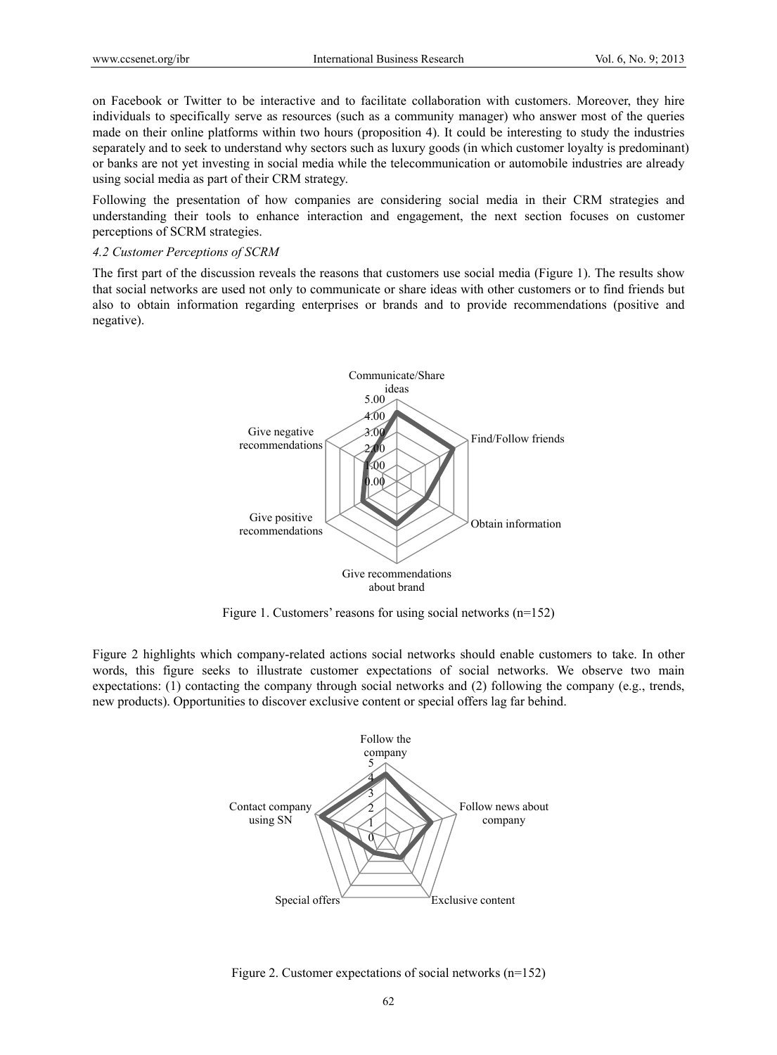on Facebook or Twitter to be interactive and to facilitate collaboration with customers. Moreover, they hire individuals to specifically serve as resources (such as a community manager) who answer most of the queries made on their online platforms within two hours (proposition 4). It could be interesting to study the industries separately and to seek to understand why sectors such as luxury goods (in which customer loyalty is predominant) or banks are not yet investing in social media while the telecommunication or automobile industries are already using social media as part of their CRM strategy.

Following the presentation of how companies are considering social media in their CRM strategies and understanding their tools to enhance interaction and engagement, the next section focuses on customer perceptions of SCRM strategies.

### *4.2 Customer Perceptions of SCRM*

The first part of the discussion reveals the reasons that customers use social media (Figure 1). The results show that social networks are used not only to communicate or share ideas with other customers or to find friends but also to obtain information regarding enterprises or brands and to provide recommendations (positive and negative).

Figure 1. Customers' reasons for using social networks (n=152)

Figure 2 highlights which company-related actions social networks should enable customers to take. In other words, this figure seeks to illustrate customer expectations of social networks. We observe two main expectations: (1) contacting the company through social networks and (2) following the company (e.g., trends, new products). Opportunities to discover exclusive content or special offers lag far behind.

Figure 2. Customer expectations of social networks (n=152)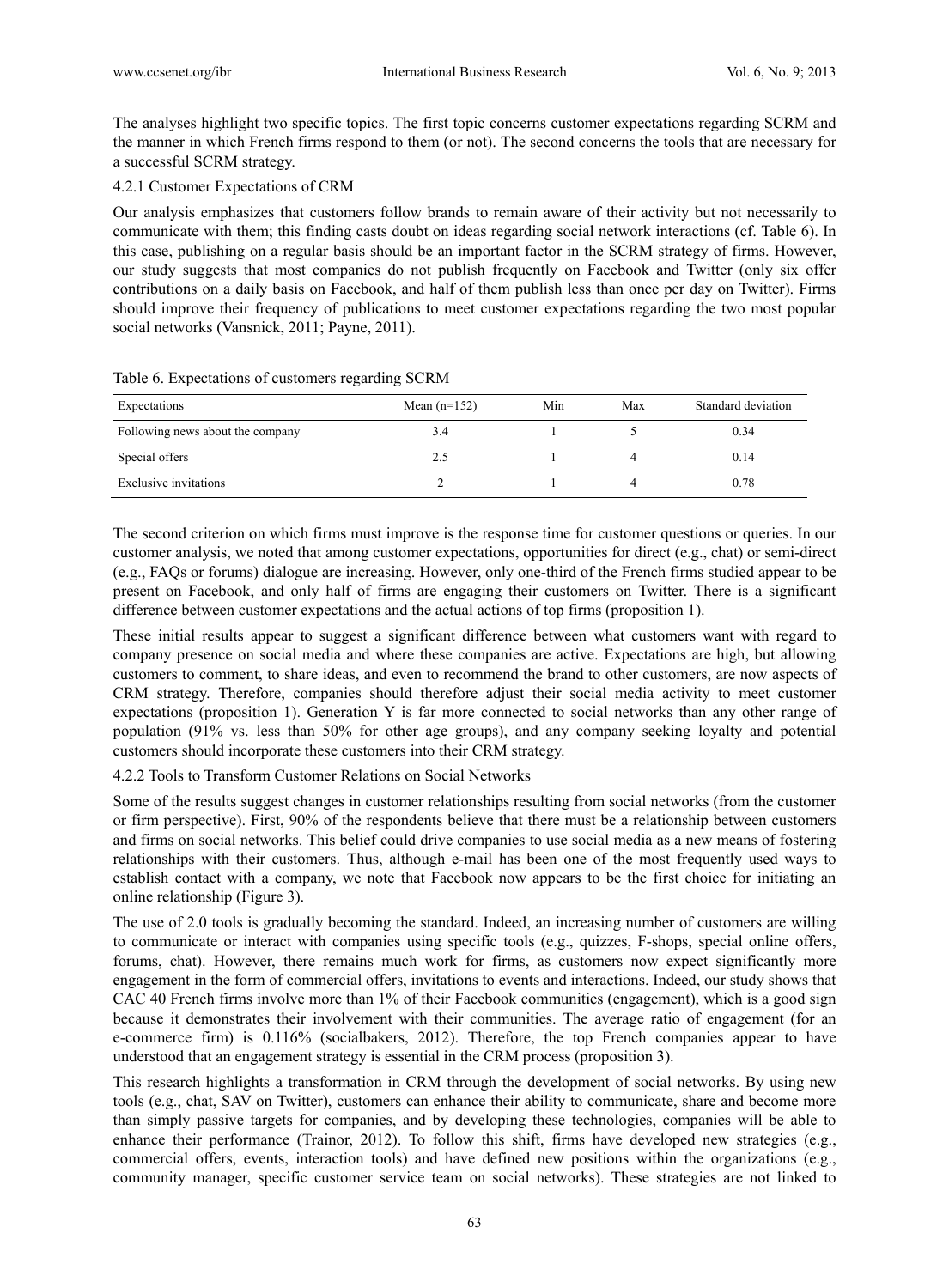The analyses highlight two specific topics. The first topic concerns customer expectations regarding SCRM and the manner in which French firms respond to them (or not). The second concerns the tools that are necessary for a successful SCRM strategy.

#### 4.2.1 Customer Expectations of CRM

Our analysis emphasizes that customers follow brands to remain aware of their activity but not necessarily to communicate with them; this finding casts doubt on ideas regarding social network interactions (cf. Table 6). In this case, publishing on a regular basis should be an important factor in the SCRM strategy of firms. However, our study suggests that most companies do not publish frequently on Facebook and Twitter (only six offer contributions on a daily basis on Facebook, and half of them publish less than once per day on Twitter). Firms should improve their frequency of publications to meet customer expectations regarding the two most popular social networks (Vansnick, 2011; Payne, 2011).

Table 6. Expectations of customers regarding SCRM

| Expectations | Mean (n=152) | Min | Max | Standard deviation |
|---|---|---|---|---|
| Following news about the company | 3.4 | 1 | 5 | 0.34 |
| Special offers | 2.5 | 1 | 4 | 0.14 |
| Exclusive invitations | 2 | 1 | 4 | 0.78 |

The second criterion on which firms must improve is the response time for customer questions or queries. In our customer analysis, we noted that among customer expectations, opportunities for direct (e.g., chat) or semi-direct (e.g., FAQs or forums) dialogue are increasing. However, only one-third of the French firms studied appear to be present on Facebook, and only half of firms are engaging their customers on Twitter. There is a significant difference between customer expectations and the actual actions of top firms (proposition 1).

These initial results appear to suggest a significant difference between what customers want with regard to company presence on social media and where these companies are active. Expectations are high, but allowing customers to comment, to share ideas, and even to recommend the brand to other customers, are now aspects of CRM strategy. Therefore, companies should therefore adjust their social media activity to meet customer expectations (proposition 1). Generation Y is far more connected to social networks than any other range of population (91% vs. less than 50% for other age groups), and any company seeking loyalty and potential customers should incorporate these customers into their CRM strategy.

#### 4.2.2 Tools to Transform Customer Relations on Social Networks

Some of the results suggest changes in customer relationships resulting from social networks (from the customer or firm perspective). First, 90% of the respondents believe that there must be a relationship between customers and firms on social networks. This belief could drive companies to use social media as a new means of fostering relationships with their customers. Thus, although e-mail has been one of the most frequently used ways to establish contact with a company, we note that Facebook now appears to be the first choice for initiating an online relationship (Figure 3).

The use of 2.0 tools is gradually becoming the standard. Indeed, an increasing number of customers are willing to communicate or interact with companies using specific tools (e.g., quizzes, F-shops, special online offers, forums, chat). However, there remains much work for firms, as customers now expect significantly more engagement in the form of commercial offers, invitations to events and interactions. Indeed, our study shows that CAC 40 French firms involve more than 1% of their Facebook communities (engagement), which is a good sign because it demonstrates their involvement with their communities. The average ratio of engagement (for an e-commerce firm) is 0.116% (socialbakers, 2012). Therefore, the top French companies appear to have understood that an engagement strategy is essential in the CRM process (proposition 3).

This research highlights a transformation in CRM through the development of social networks. By using new tools (e.g., chat, SAV on Twitter), customers can enhance their ability to communicate, share and become more than simply passive targets for companies, and by developing these technologies, companies will be able to enhance their performance (Trainor, 2012). To follow this shift, firms have developed new strategies (e.g., commercial offers, events, interaction tools) and have defined new positions within the organizations (e.g., community manager, specific customer service team on social networks). These strategies are not linked to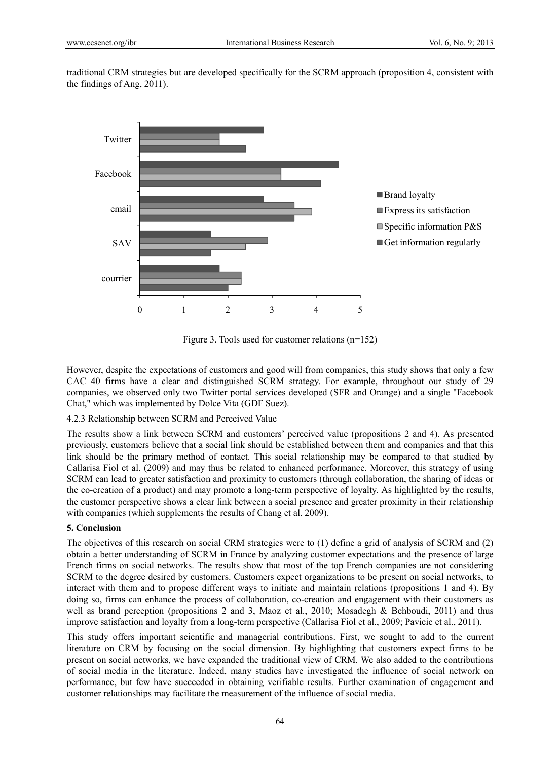traditional CRM strategies but are developed specifically for the SCRM approach (proposition 4, consistent with the findings of Ang, 2011).

Figure 3. Tools used for customer relations (n=152)

However, despite the expectations of customers and good will from companies, this study shows that only a few CAC 40 firms have a clear and distinguished SCRM strategy. For example, throughout our study of 29 companies, we observed only two Twitter portal services developed (SFR and Orange) and a single "Facebook Chat," which was implemented by Dolce Vita (GDF Suez).

4.2.3 Relationship between SCRM and Perceived Value

The results show a link between SCRM and customers' perceived value (propositions 2 and 4). As presented previously, customers believe that a social link should be established between them and companies and that this link should be the primary method of contact. This social relationship may be compared to that studied by Callarisa Fiol et al. (2009) and may thus be related to enhanced performance. Moreover, this strategy of using SCRM can lead to greater satisfaction and proximity to customers (through collaboration, the sharing of ideas or the co-creation of a product) and may promote a long-term perspective of loyalty. As highlighted by the results, the customer perspective shows a clear link between a social presence and greater proximity in their relationship with companies (which supplements the results of Chang et al. 2009).

## 5. Conclusion

The objectives of this research on social CRM strategies were to (1) define a grid of analysis of SCRM and (2) obtain a better understanding of SCRM in France by analyzing customer expectations and the presence of large French firms on social networks. The results show that most of the top French companies are not considering SCRM to the degree desired by customers. Customers expect organizations to be present on social networks, to interact with them and to propose different ways to initiate and maintain relations (propositions 1 and 4). By doing so, firms can enhance the process of collaboration, co-creation and engagement with their customers as well as brand perception (propositions 2 and 3, Maoz et al., 2010; Mosadegh & Behboudi, 2011) and thus improve satisfaction and loyalty from a long-term perspective (Callarisa Fiol et al., 2009; Pavicic et al., 2011).

This study offers important scientific and managerial contributions. First, we sought to add to the current literature on CRM by focusing on the social dimension. By highlighting that customers expect firms to be present on social networks, we have expanded the traditional view of CRM. We also added to the contributions of social media in the literature. Indeed, many studies have investigated the influence of social network on performance, but few have succeeded in obtaining verifiable results. Further examination of engagement and customer relationships may facilitate the measurement of the influence of social media.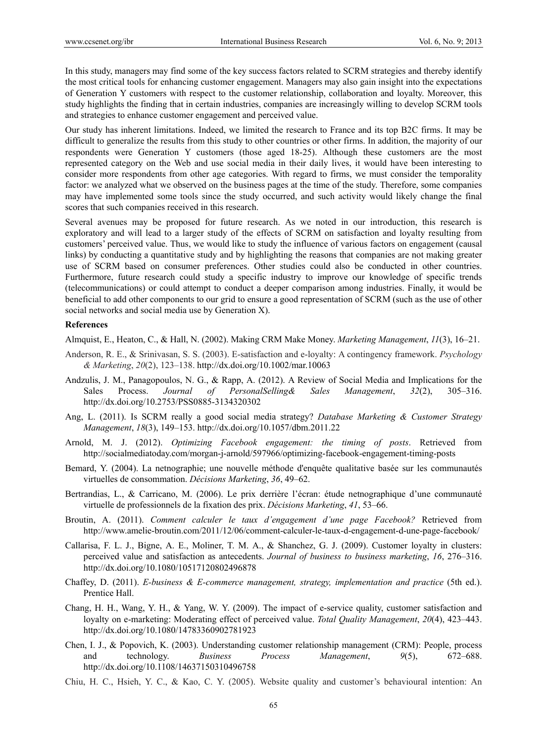In this study, managers may find some of the key success factors related to SCRM strategies and thereby identify the most critical tools for enhancing customer engagement. Managers may also gain insight into the expectations of Generation Y customers with respect to the customer relationship, collaboration and loyalty. Moreover, this study highlights the finding that in certain industries, companies are increasingly willing to develop SCRM tools and strategies to enhance customer engagement and perceived value.

Our study has inherent limitations. Indeed, we limited the research to France and its top B2C firms. It may be difficult to generalize the results from this study to other countries or other firms. In addition, the majority of our respondents were Generation Y customers (those aged 18-25). Although these customers are the most represented category on the Web and use social media in their daily lives, it would have been interesting to consider more respondents from other age categories. With regard to firms, we must consider the temporality factor: we analyzed what we observed on the business pages at the time of the study. Therefore, some companies may have implemented some tools since the study occurred, and such activity would likely change the final scores that such companies received in this research.

Several avenues may be proposed for future research. As we noted in our introduction, this research is exploratory and will lead to a larger study of the effects of SCRM on satisfaction and loyalty resulting from customers' perceived value. Thus, we would like to study the influence of various factors on engagement (causal links) by conducting a quantitative study and by highlighting the reasons that companies are not making greater use of SCRM based on consumer preferences. Other studies could also be conducted in other countries. Furthermore, future research could study a specific industry to improve our knowledge of specific trends (telecommunications) or could attempt to conduct a deeper comparison among industries. Finally, it would be beneficial to add other components to our grid to ensure a good representation of SCRM (such as the use of other social networks and social media use by Generation X).

## References

Almquist, E., Heaton, C., & Hall, N. (2002). Making CRM Make Money. *Marketing Management*, *11*(3), 16–21.

Anderson, R. E., & Srinivasan, S. S. (2003). E-satisfaction and e-loyalty: A contingency framework. *Psychology & Marketing*, *20*(2), 123–138. http://dx.doi.org/10.1002/mar.10063

Andzulis, J. M., Panagopoulos, N. G., & Rapp, A. (2012). A Review of Social Media and Implications for the Sales Process. *Journal of PersonalSelling& Sales Management*, *32*(2), 305–316. http://dx.doi.org/10.2753/PSS0885-3134320302

Ang, L. (2011). Is SCRM really a good social media strategy? *Database Marketing & Customer Strategy Management*, *18*(3), 149–153. http://dx.doi.org/10.1057/dbm.2011.22

Arnold, M. J. (2012). *Optimizing Facebook engagement: the timing of posts*. Retrieved from http://socialmediatoday.com/morgan-j-arnold/597966/optimizing-facebook-engagement-timing-posts

Bemard, Y. (2004). La netnographie; une nouvelle méthode d'enquête qualitative basée sur les communautés virtuelles de consommation. *Décisions Marketing*, *36*, 49–62.

Bertrandias, L., & Carricano, M. (2006). Le prix derrière l'écran: étude netnographique d'une communauté virtuelle de professionnels de la fixation des prix. *Décisions Marketing*, *41*, 53–66.

Broutin, A. (2011). *Comment calculer le taux d'engagement d'une page Facebook?* Retrieved from http://www.amelie-broutin.com/2011/12/06/comment-calculer-le-taux-d-engagement-d-une-page-facebook/

Callarisa, F. L. J., Bigne, A. E., Moliner, T. M. A., & Shanchez, G. J. (2009). Customer loyalty in clusters: perceived value and satisfaction as antecedents. *Journal of business to business marketing*, *16*, 276–316. http://dx.doi.org/10.1080/10517120802496878

Chaffey, D. (2011). *E-business & E-commerce management, strategy, implementation and practice* (5th ed.). Prentice Hall.

Chang, H. H., Wang, Y. H., & Yang, W. Y. (2009). The impact of e-service quality, customer satisfaction and loyalty on e-marketing: Moderating effect of perceived value. *Total Quality Management*, *20*(4), 423–443. http://dx.doi.org/10.1080/14783360902781923

Chen, I. J., & Popovich, K. (2003). Understanding customer relationship management (CRM): People, process and technology. *Business Process Management*, *9*(5), 672–688. http://dx.doi.org/10.1108/14637150310496758

Chiu, H. C., Hsieh, Y. C., & Kao, C. Y. (2005). Website quality and customer's behavioural intention: An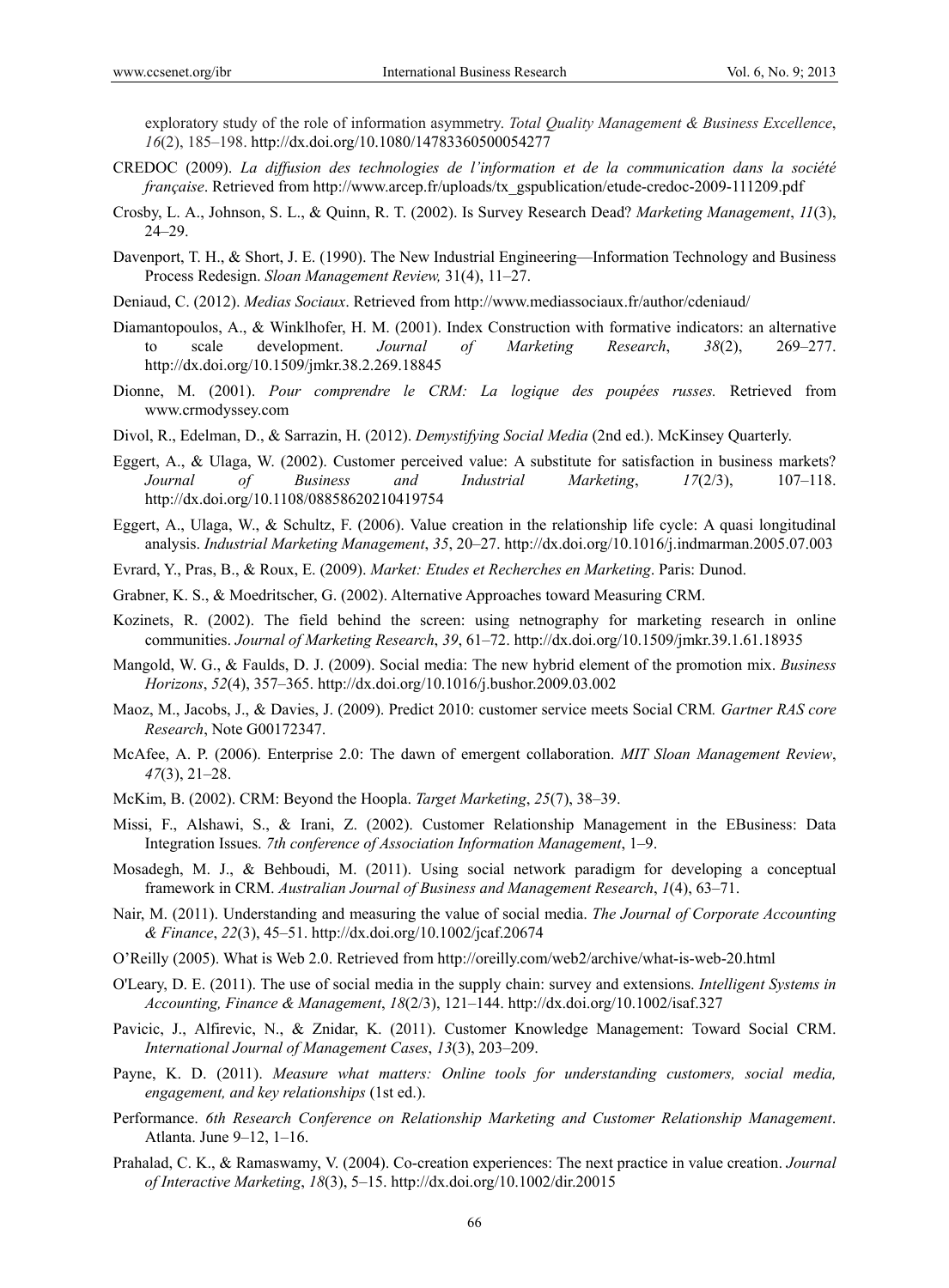exploratory study of the role of information asymmetry. *Total Quality Management & Business Excellence*, *16*(2), 185–198. http://dx.doi.org/10.1080/14783360500054277

CREDOC (2009). *La diffusion des technologies de l'information et de la communication dans la société française*. Retrieved from http://www.arcep.fr/uploads/tx_gspublication/etude-credoc-2009-111209.pdf

Crosby, L. A., Johnson, S. L., & Quinn, R. T. (2002). Is Survey Research Dead? *Marketing Management*, *11*(3), 24–29.

Davenport, T. H., & Short, J. E. (1990). The New Industrial Engineering—Information Technology and Business Process Redesign. *Sloan Management Review,* 31(4), 11–27.

Deniaud, C. (2012). *Medias Sociaux*. Retrieved from http://www.mediassociaux.fr/author/cdeniaud/

Diamantopoulos, A., & Winklhofer, H. M. (2001). Index Construction with formative indicators: an alternative to scale development. *Journal of Marketing Research*, *38*(2), 269–277. http://dx.doi.org/10.1509/jmkr.38.2.269.18845

Dionne, M. (2001). *Pour comprendre le CRM: La logique des poupées russes.* Retrieved from www.crmodyssey.com

Divol, R., Edelman, D., & Sarrazin, H. (2012). *Demystifying Social Media* (2nd ed.). McKinsey Quarterly.

Eggert, A., & Ulaga, W. (2002). Customer perceived value: A substitute for satisfaction in business markets? *Journal of Business and Industrial Marketing*, *17*(2/3), 107–118. http://dx.doi.org/10.1108/08858620210419754

Eggert, A., Ulaga, W., & Schultz, F. (2006). Value creation in the relationship life cycle: A quasi longitudinal analysis. *Industrial Marketing Management*, *35*, 20–27. http://dx.doi.org/10.1016/j.indmarman.2005.07.003

Evrard, Y., Pras, B., & Roux, E. (2009). *Market: Etudes et Recherches en Marketing*. Paris: Dunod.

Grabner, K. S., & Moedritscher, G. (2002). Alternative Approaches toward Measuring CRM.

Kozinets, R. (2002). The field behind the screen: using netnography for marketing research in online communities. *Journal of Marketing Research*, *39*, 61–72. http://dx.doi.org/10.1509/jmkr.39.1.61.18935

Mangold, W. G., & Faulds, D. J. (2009). Social media: The new hybrid element of the promotion mix. *Business Horizons*, *52*(4), 357–365. http://dx.doi.org/10.1016/j.bushor.2009.03.002

Maoz, M., Jacobs, J., & Davies, J. (2009). Predict 2010: customer service meets Social CRM*. Gartner RAS core Research*, Note G00172347.

McAfee, A. P. (2006). Enterprise 2.0: The dawn of emergent collaboration. *MIT Sloan Management Review*, *47*(3), 21–28.

McKim, B. (2002). CRM: Beyond the Hoopla. *Target Marketing*, *25*(7), 38–39.

Missi, F., Alshawi, S., & Irani, Z. (2002). Customer Relationship Management in the EBusiness: Data Integration Issues. *7th conference of Association Information Management*, 1–9.

Mosadegh, M. J., & Behboudi, M. (2011). Using social network paradigm for developing a conceptual framework in CRM. *Australian Journal of Business and Management Research*, *1*(4), 63–71.

Nair, M. (2011). Understanding and measuring the value of social media. *The Journal of Corporate Accounting & Finance*, *22*(3), 45–51. http://dx.doi.org/10.1002/jcaf.20674

O'Reilly (2005). What is Web 2.0. Retrieved from http://oreilly.com/web2/archive/what-is-web-20.html

O'Leary, D. E. (2011). The use of social media in the supply chain: survey and extensions. *Intelligent Systems in Accounting, Finance & Management*, *18*(2/3), 121–144. http://dx.doi.org/10.1002/isaf.327

Pavicic, J., Alfirevic, N., & Znidar, K. (2011). Customer Knowledge Management: Toward Social CRM. *International Journal of Management Cases*, *13*(3), 203–209.

Payne, K. D. (2011). *Measure what matters: Online tools for understanding customers, social media, engagement, and key relationships* (1st ed.).

Performance. *6th Research Conference on Relationship Marketing and Customer Relationship Management*. Atlanta. June 9–12, 1–16.

Prahalad, C. K., & Ramaswamy, V. (2004). Co-creation experiences: The next practice in value creation. *Journal of Interactive Marketing*, *18*(3), 5–15. http://dx.doi.org/10.1002/dir.20015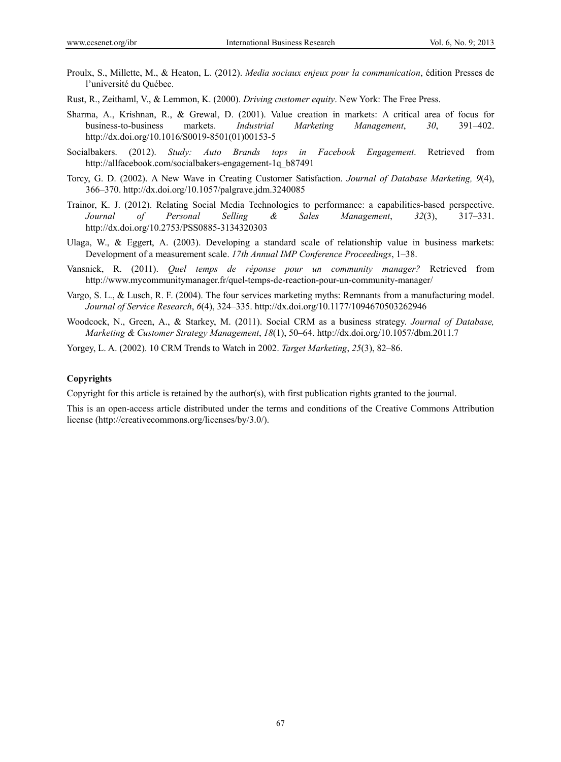Proulx, S., Millette, M., & Heaton, L. (2012). *Media sociaux enjeux pour la communication*, édition Presses de l'université du Québec.

Rust, R., Zeithaml, V., & Lemmon, K. (2000). *Driving customer equity*. New York: The Free Press.

Sharma, A., Krishnan, R., & Grewal, D. (2001). Value creation in markets: A critical area of focus for business-to-business markets. *Industrial Marketing Management*, *30*, 391–402. http://dx.doi.org/10.1016/S0019-8501(01)00153-5

Socialbakers. (2012). *Study: Auto Brands tops in Facebook Engagement*. Retrieved from http://allfacebook.com/socialbakers-engagement-1q_b87491

Torcy, G. D. (2002). A New Wave in Creating Customer Satisfaction. *Journal of Database Marketing, 9*(4), 366–370. http://dx.doi.org/10.1057/palgrave.jdm.3240085

Trainor, K. J. (2012). Relating Social Media Technologies to performance: a capabilities-based perspective. *Journal of Personal Selling & Sales Management*, *32*(3), 317–331. http://dx.doi.org/10.2753/PSS0885-3134320303

Ulaga, W., & Eggert, A. (2003). Developing a standard scale of relationship value in business markets: Development of a measurement scale. *17th Annual IMP Conference Proceedings*, 1–38.

Vansnick, R. (2011). *Quel temps de réponse pour un community manager?* Retrieved from http://www.mycommunitymanager.fr/quel-temps-de-reaction-pour-un-community-manager/

Vargo, S. L., & Lusch, R. F. (2004). The four services marketing myths: Remnants from a manufacturing model. *Journal of Service Research*, *6*(4), 324–335. http://dx.doi.org/10.1177/1094670503262946

Woodcock, N., Green, A., & Starkey, M. (2011). Social CRM as a business strategy. *Journal of Database, Marketing & Customer Strategy Management*, *18*(1), 50–64. http://dx.doi.org/10.1057/dbm.2011.7

Yorgey, L. A. (2002). 10 CRM Trends to Watch in 2002. *Target Marketing*, *25*(3), 82–86.

**Copyrights**

Copyright for this article is retained by the author(s), with first publication rights granted to the journal.

This is an open-access article distributed under the terms and conditions of the Creative Commons Attribution license (http://creativecommons.org/licenses/by/3.0/).